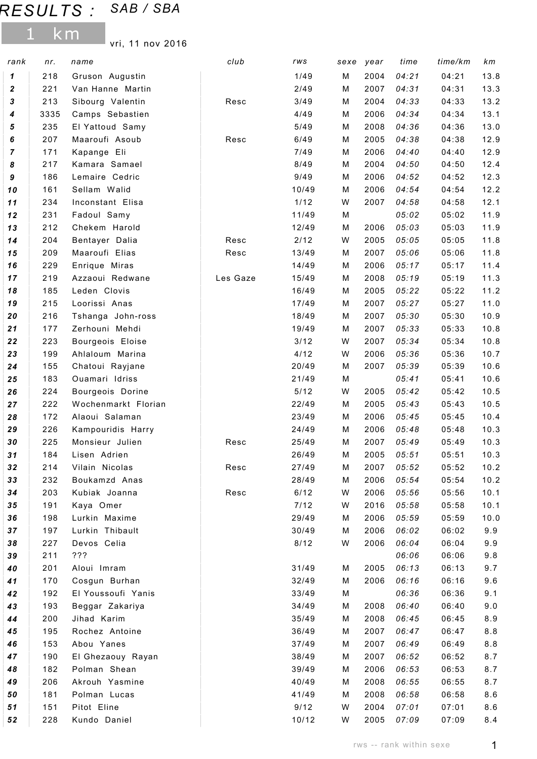# RESULTS : *SAB / SBA*

## 1 km

vri, 11 nov 2016

| rank | nr. | name | club | rws | sexe | year | time | time/km | km |
|---|---|---|---|---|---|---|---|---|---|
| **1** | 218 | Gruson Augustin | | 1/49 | M | 2004 | *04:21* | 04:21 | 13.8 |
| **2** | 221 | Van Hanne Martin | | 2/49 | M | 2007 | *04:31* | 04:31 | 13.3 |
| **3** | 213 | Sibourg Valentin | Resc | 3/49 | M | 2004 | *04:33* | 04:33 | 13.2 |
| **4** | 3335 | Camps Sebastien | | 4/49 | M | 2006 | *04:34* | 04:34 | 13.1 |
| **5** | 235 | El Yattoud Samy | | 5/49 | M | 2008 | *04:36* | 04:36 | 13.0 |
| **6** | 207 | Maaroufi Asoub | Resc | 6/49 | M | 2005 | *04:38* | 04:38 | 12.9 |
| **7** | 171 | Kapange Eli | | 7/49 | M | 2006 | *04:40* | 04:40 | 12.9 |
| **8** | 217 | Kamara Samael | | 8/49 | M | 2004 | *04:50* | 04:50 | 12.4 |
| **9** | 186 | Lemaire Cedric | | 9/49 | M | 2006 | *04:52* | 04:52 | 12.3 |
| **10** | 161 | Sellam Walid | | 10/49 | M | 2006 | *04:54* | 04:54 | 12.2 |
| **11** | 234 | Inconstant Elisa | | 1/12 | W | 2007 | *04:58* | 04:58 | 12.1 |
| **12** | 231 | Fadoul Samy | | 11/49 | M | | *05:02* | 05:02 | 11.9 |
| **13** | 212 | Chekem Harold | | 12/49 | M | 2006 | *05:03* | 05:03 | 11.9 |
| **14** | 204 | Bentayer Dalia | Resc | 2/12 | W | 2005 | *05:05* | 05:05 | 11.8 |
| **15** | 209 | Maaroufi Elias | Resc | 13/49 | M | 2007 | *05:06* | 05:06 | 11.8 |
| **16** | 229 | Enrique Miras | | 14/49 | M | 2006 | *05:17* | 05:17 | 11.4 |
| **17** | 219 | Azzaoui Redwane | Les Gaze | 15/49 | M | 2008 | *05:19* | 05:19 | 11.3 |
| **18** | 185 | Leden Clovis | | 16/49 | M | 2005 | *05:22* | 05:22 | 11.2 |
| **19** | 215 | Loorissi Anas | | 17/49 | M | 2007 | *05:27* | 05:27 | 11.0 |
| **20** | 216 | Tshanga John-ross | | 18/49 | M | 2007 | *05:30* | 05:30 | 10.9 |
| **21** | 177 | Zerhouni Mehdi | | 19/49 | M | 2007 | *05:33* | 05:33 | 10.8 |
| **22** | 223 | Bourgeois Eloise | | 3/12 | W | 2007 | *05:34* | 05:34 | 10.8 |
| **23** | 199 | Ahlaloum Marina | | 4/12 | W | 2006 | *05:36* | 05:36 | 10.7 |
| **24** | 155 | Chatoui Rayjane | | 20/49 | M | 2007 | *05:39* | 05:39 | 10.6 |
| **25** | 183 | Ouamari Idriss | | 21/49 | M | | *05:41* | 05:41 | 10.6 |
| **26** | 224 | Bourgeois Dorine | | 5/12 | W | 2005 | *05:42* | 05:42 | 10.5 |
| **27** | 222 | Wochenmarkt Florian | | 22/49 | M | 2005 | *05:43* | 05:43 | 10.5 |
| **28** | 172 | Alaoui Salaman | | 23/49 | M | 2006 | *05:45* | 05:45 | 10.4 |
| **29** | 226 | Kampouridis Harry | | 24/49 | M | 2006 | *05:48* | 05:48 | 10.3 |
| **30** | 225 | Monsieur Julien | Resc | 25/49 | M | 2007 | *05:49* | 05:49 | 10.3 |
| **31** | 184 | Lisen Adrien | | 26/49 | M | 2005 | *05:51* | 05:51 | 10.3 |
| **32** | 214 | Vilain Nicolas | Resc | 27/49 | M | 2007 | *05:52* | 05:52 | 10.2 |
| **33** | 232 | Boukamzd Anas | | 28/49 | M | 2006 | *05:54* | 05:54 | 10.2 |
| **34** | 203 | Kubiak Joanna | Resc | 6/12 | W | 2006 | *05:56* | 05:56 | 10.1 |
| **35** | 191 | Kaya Omer | | 7/12 | W | 2016 | *05:58* | 05:58 | 10.1 |
| **36** | 198 | Lurkin Maxime | | 29/49 | M | 2006 | *05:59* | 05:59 | 10.0 |
| **37** | 197 | Lurkin Thibault | | 30/49 | M | 2006 | *06:02* | 06:02 | 9.9 |
| **38** | 227 | Devos Celia | | 8/12 | W | 2006 | *06:04* | 06:04 | 9.9 |
| **39** | 211 | ??? | | | | | *06:06* | 06:06 | 9.8 |
| **40** | 201 | Aloui Imram | | 31/49 | M | 2005 | *06:13* | 06:13 | 9.7 |
| **41** | 170 | Cosgun Burhan | | 32/49 | M | 2006 | *06:16* | 06:16 | 9.6 |
| **42** | 192 | El Youssoufi Yanis | | 33/49 | M | | *06:36* | 06:36 | 9.1 |
| **43** | 193 | Beggar Zakariya | | 34/49 | M | 2008 | *06:40* | 06:40 | 9.0 |
| **44** | 200 | Jihad Karim | | 35/49 | M | 2008 | *06:45* | 06:45 | 8.9 |
| **45** | 195 | Rochez Antoine | | 36/49 | M | 2007 | *06:47* | 06:47 | 8.8 |
| **46** | 153 | Abou Yanes | | 37/49 | M | 2007 | *06:49* | 06:49 | 8.8 |
| **47** | 190 | El Ghezaouy Rayan | | 38/49 | M | 2007 | *06:52* | 06:52 | 8.7 |
| **48** | 182 | Polman Shean | | 39/49 | M | 2006 | *06:53* | 06:53 | 8.7 |
| **49** | 206 | Akrouh Yasmine | | 40/49 | M | 2008 | *06:55* | 06:55 | 8.7 |
| **50** | 181 | Polman Lucas | | 41/49 | M | 2008 | *06:58* | 06:58 | 8.6 |
| **51** | 151 | Pitot Eline | | 9/12 | W | 2004 | *07:01* | 07:01 | 8.6 |
| **52** | 228 | Kundo Daniel | | 10/12 | W | 2005 | *07:09* | 07:09 | 8.4 |

rws -- rank within sexe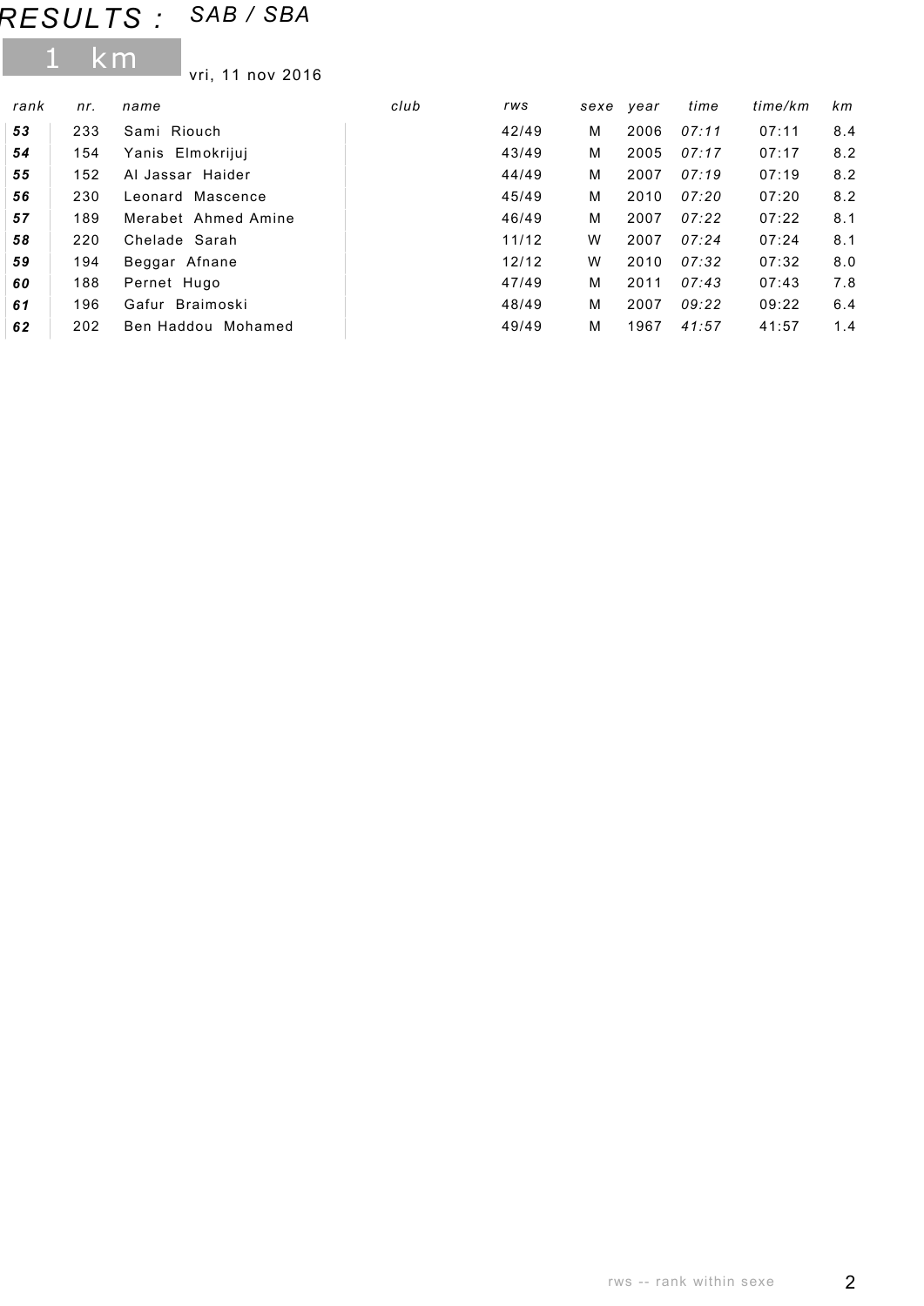# RESULTS : SAB / SBA

## 1 km

vri, 11 nov 2016

| rank | nr. | name | club | rws | sexe | year | time | time/km | km |
|---|---|---|---|---|---|---|---|---|---|
| **53** | 233 | Sami Riouch | | 42/49 | M | 2006 | *07:11* | 07:11 | 8.4 |
| **54** | 154 | Yanis Elmokrijuj | | 43/49 | M | 2005 | *07:17* | 07:17 | 8.2 |
| **55** | 152 | Al Jassar Haider | | 44/49 | M | 2007 | *07:19* | 07:19 | 8.2 |
| **56** | 230 | Leonard Mascence | | 45/49 | M | 2010 | *07:20* | 07:20 | 8.2 |
| **57** | 189 | Merabet Ahmed Amine | | 46/49 | M | 2007 | *07:22* | 07:22 | 8.1 |
| **58** | 220 | Chelade Sarah | | 11/12 | W | 2007 | *07:24* | 07:24 | 8.1 |
| **59** | 194 | Beggar Afnane | | 12/12 | W | 2010 | *07:32* | 07:32 | 8.0 |
| **60** | 188 | Pernet Hugo | | 47/49 | M | 2011 | *07:43* | 07:43 | 7.8 |
| **61** | 196 | Gafur Braimoski | | 48/49 | M | 2007 | *09:22* | 09:22 | 6.4 |
| **62** | 202 | Ben Haddou Mohamed | | 49/49 | M | 1967 | *41:57* | 41:57 | 1.4 |

rws -- rank within sexe